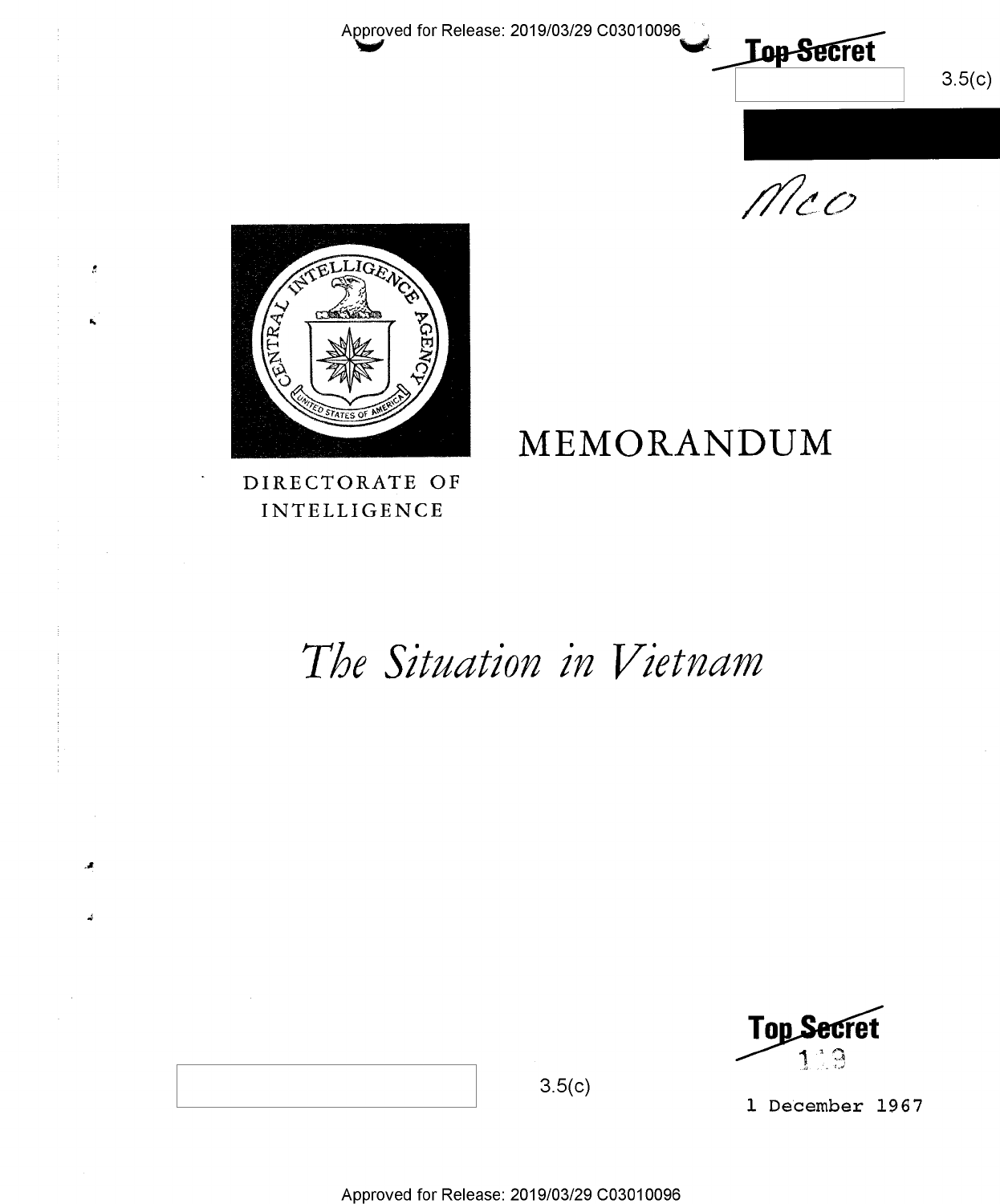Approved for Release: 2019/03/29 C03010096

Top Secret

3.5(c)

Mco

DIRECTORATE OF INTELLIGENCE

# MEMORANDUM

# *The Situation in Vietnam*

Top Secret

3.5(c)

1 December 1967

Approved for Release: 2019/03/29 C03010096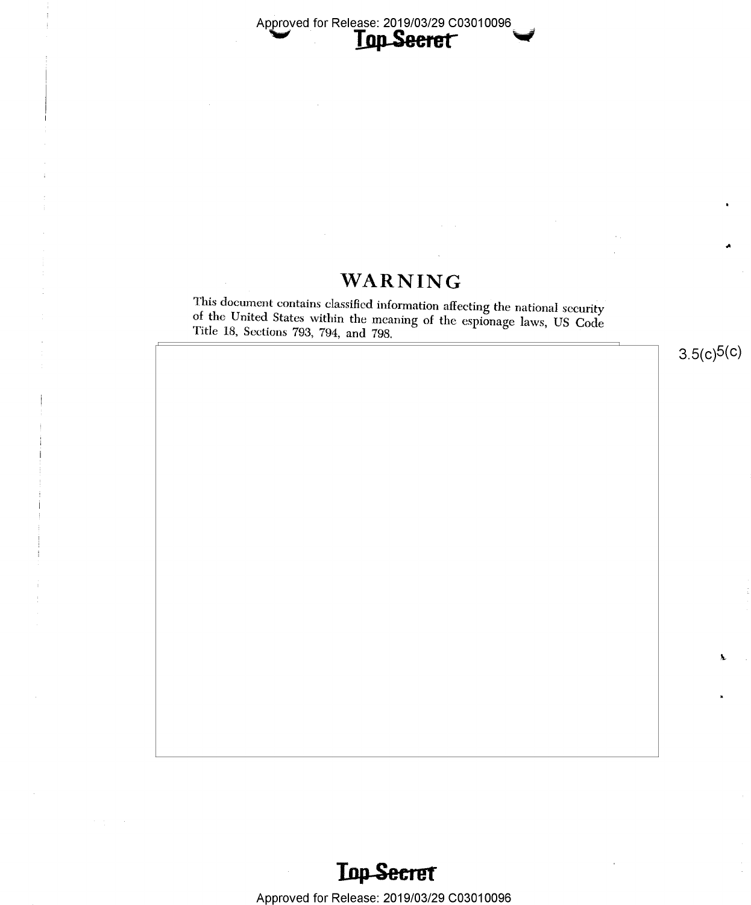# WARNING

This document contains classified information affecting the national security of the United States within the meaning of the espionage laws, US Code Title 18, Sections 793, 794, and 798.

3.5(c)5(c)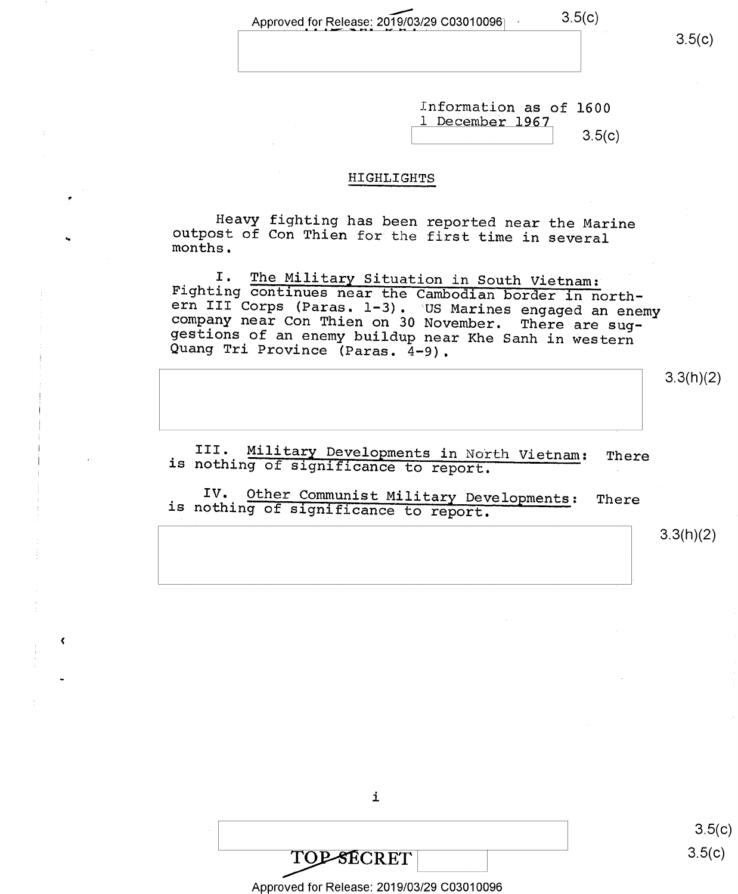Information as of 1600
1 December 1967

3.5(c)

## HIGHLIGHTS

Heavy fighting has been reported near the Marine outpost of Con Thien for the first time in several months.

I. The Military Situation in South Vietnam: Fighting continues near the Cambodian border in northern III Corps (Paras. 1-3). US Marines engaged an enemy company near Con Thien on 30 November. There are suggestions of an enemy buildup near Khe Sanh in western Quang Tri Province (Paras. 4-9).

3.3(h)(2)

III. Military Developments in North Vietnam: There is nothing of significance to report.

IV. Other Communist Military Developments: There is nothing of significance to report.

3.3(h)(2)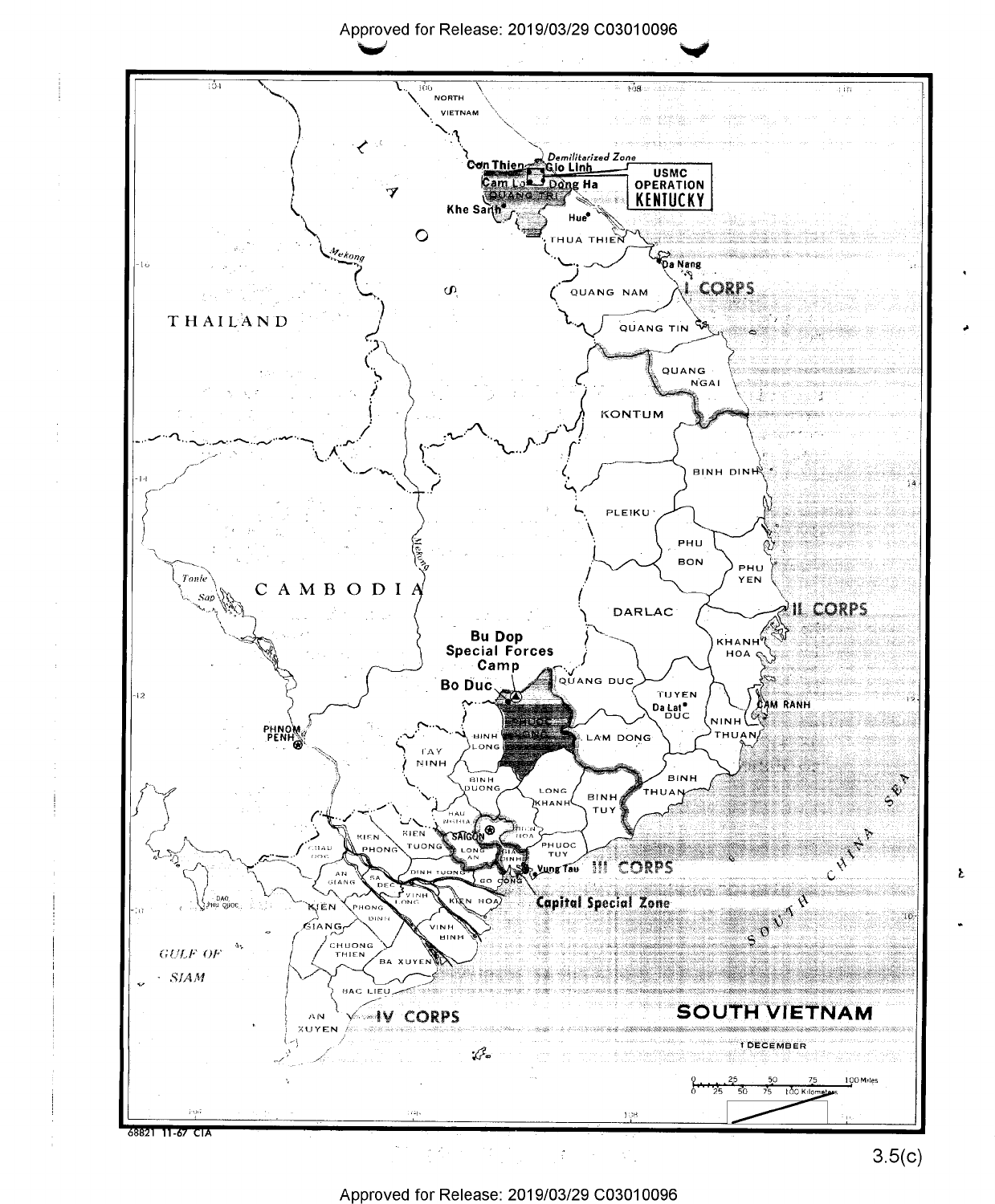SOUTH VIETNAM

1 DECEMBER

USMC OPERATION KENTUCKY

Bu Dop Special Forces Camp

Capital Special Zone

68821 11-67 CIA

3.5(c)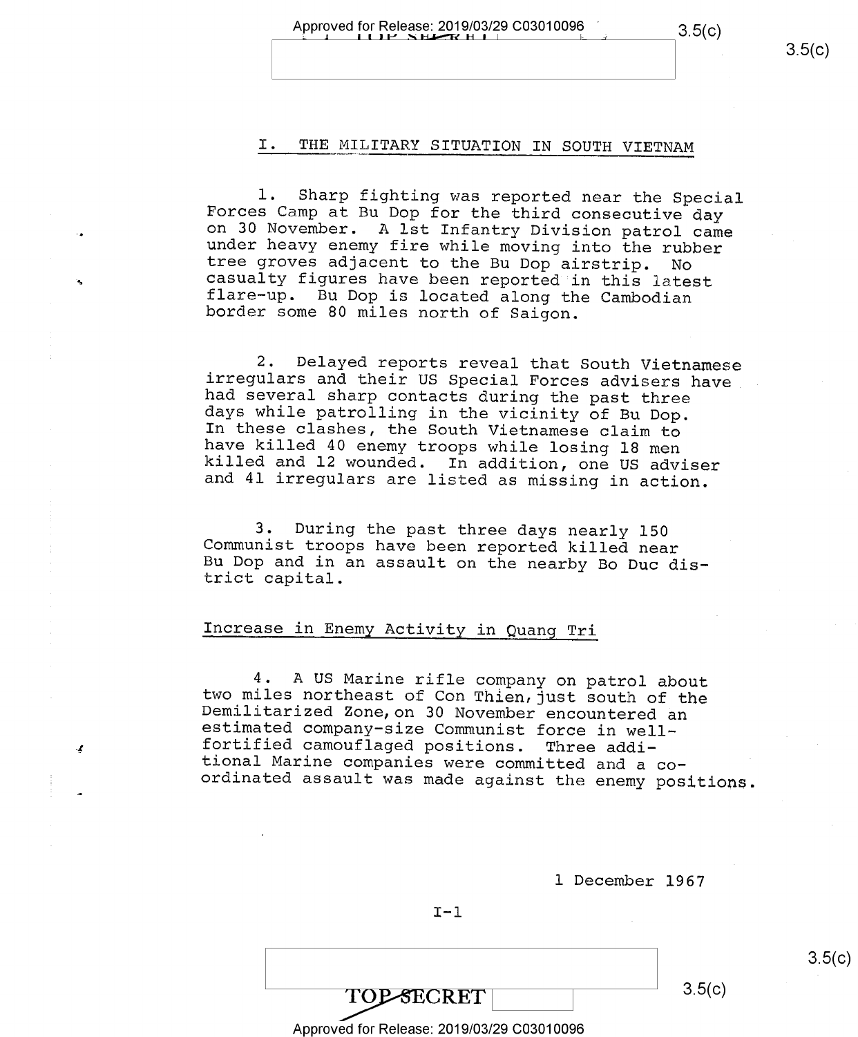## I. THE MILITARY SITUATION IN SOUTH VIETNAM

1. Sharp fighting was reported near the Special Forces Camp at Bu Dop for the third consecutive day on 30 November. A 1st Infantry Division patrol came under heavy enemy fire while moving into the rubber tree groves adjacent to the Bu Dop airstrip. No casualty figures have been reported in this latest flare-up. Bu Dop is located along the Cambodian border some 80 miles north of Saigon.

2. Delayed reports reveal that South Vietnamese irregulars and their US Special Forces advisers have had several sharp contacts during the past three days while patrolling in the vicinity of Bu Dop. In these clashes, the South Vietnamese claim to have killed 40 enemy troops while losing 18 men killed and 12 wounded. In addition, one US adviser and 41 irregulars are listed as missing in action.

3. During the past three days nearly 150 Communist troops have been reported killed near Bu Dop and in an assault on the nearby Bo Duc district capital.

### Increase in Enemy Activity in Quang Tri

4. A US Marine rifle company on patrol about two miles northeast of Con Thien, just south of the Demilitarized Zone, on 30 November encountered an estimated company-size Communist force in well-fortified camouflaged positions. Three additional Marine companies were committed and a coordinated assault was made against the enemy positions.

1 December 1967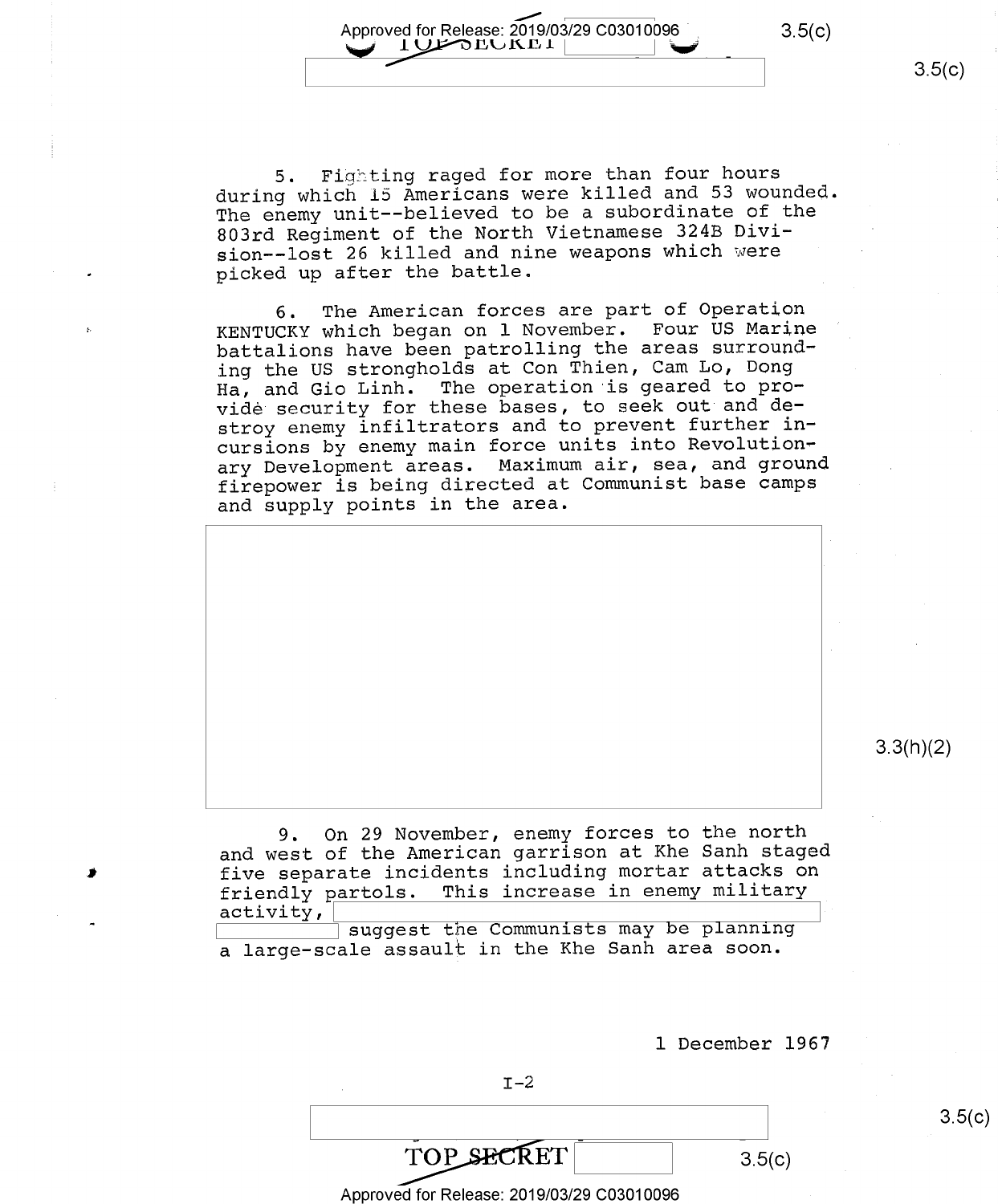5. Fighting raged for more than four hours during which 15 Americans were killed and 53 wounded. The enemy unit--believed to be a subordinate of the 803rd Regiment of the North Vietnamese 324B Division--lost 26 killed and nine weapons which were picked up after the battle.

6. The American forces are part of Operation KENTUCKY which began on 1 November. Four US Marine battalions have been patrolling the areas surrounding the US strongholds at Con Thien, Cam Lo, Dong Ha, and Gio Linh. The operation is geared to provide security for these bases, to seek out and destroy enemy infiltrators and to prevent further incursions by enemy main force units into Revolutionary Development areas. Maximum air, sea, and ground firepower is being directed at Communist base camps and supply points in the area.

3.3(h)(2)

9. On 29 November, enemy forces to the north and west of the American garrison at Khe Sanh staged five separate incidents including mortar attacks on friendly partols. This increase in enemy military activity, [redacted] suggest the Communists may be planning a large-scale assault in the Khe Sanh area soon.

1 December 1967

I-2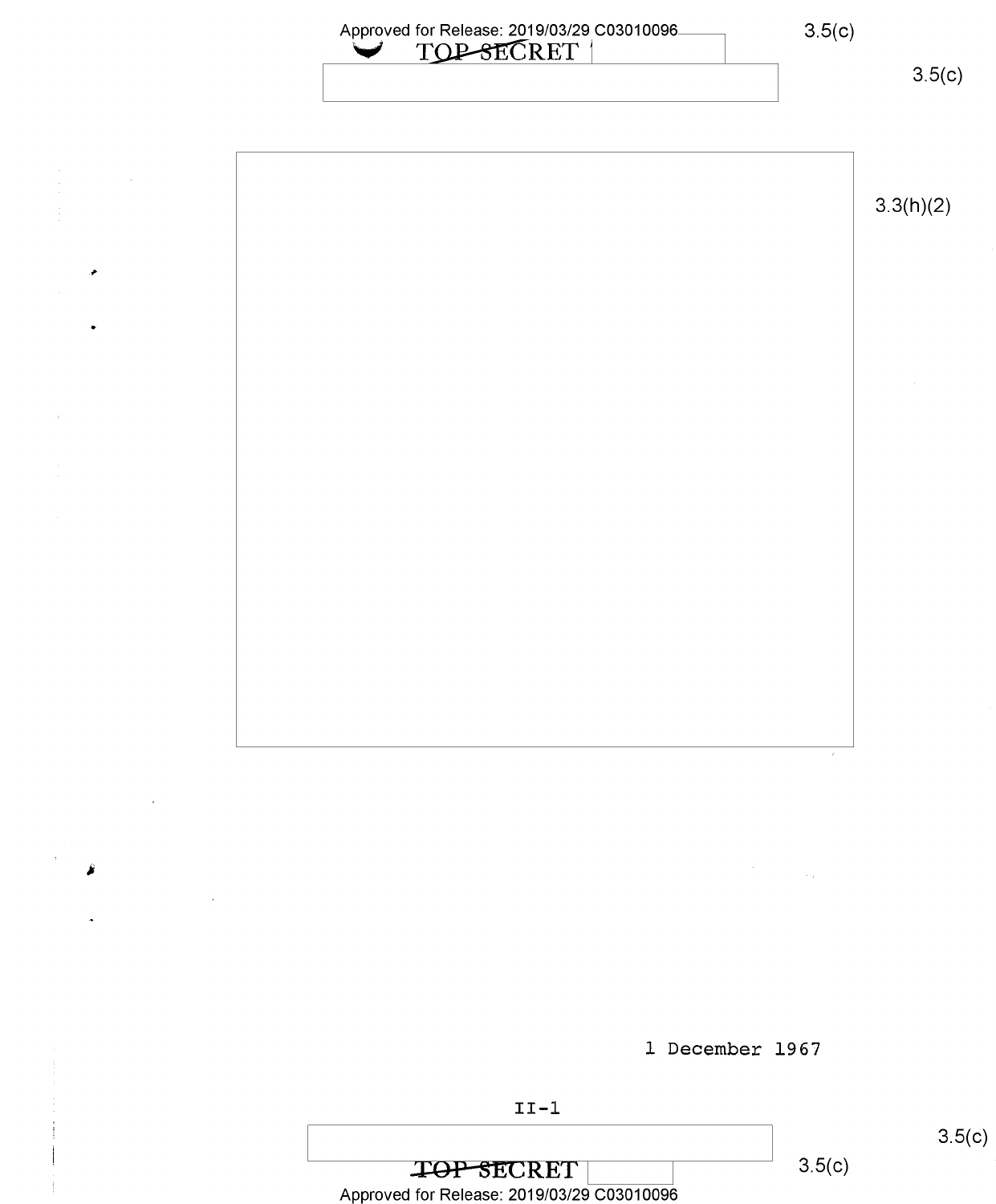1 December 1967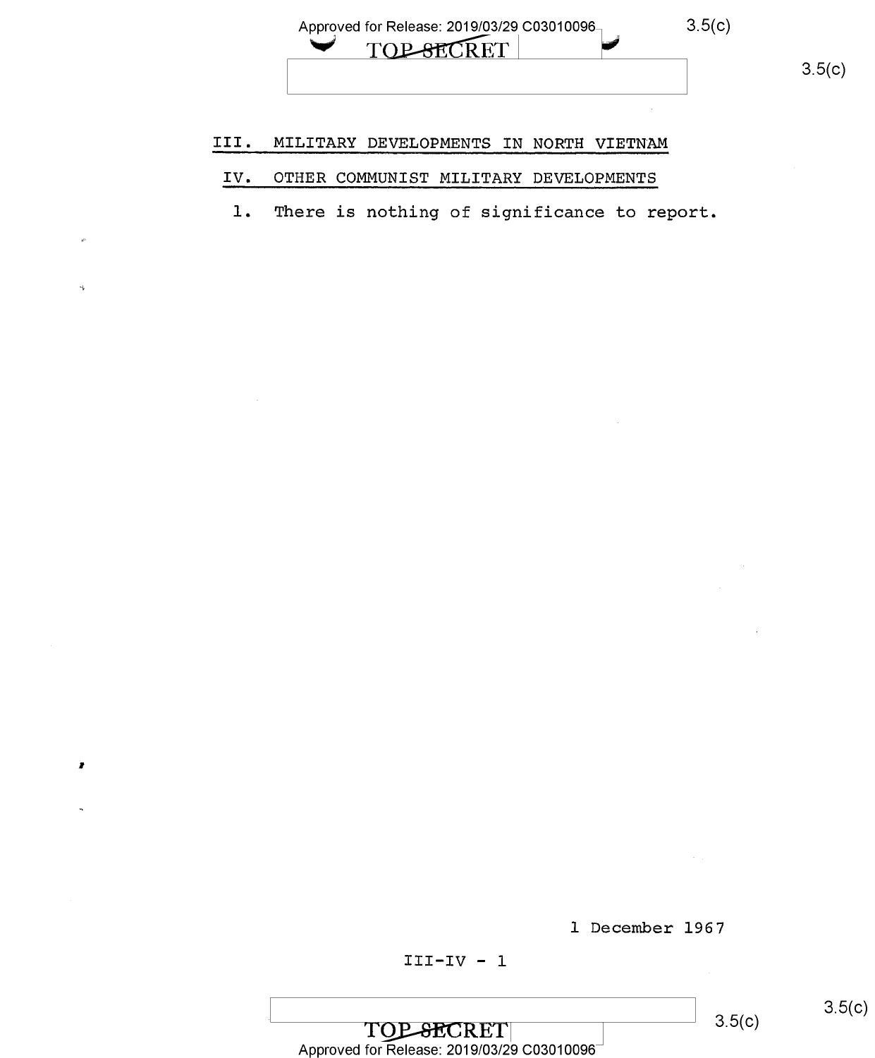## III. MILITARY DEVELOPMENTS IN NORTH VIETNAM

## IV. OTHER COMMUNIST MILITARY DEVELOPMENTS

1. There is nothing of significance to report.

1 December 1967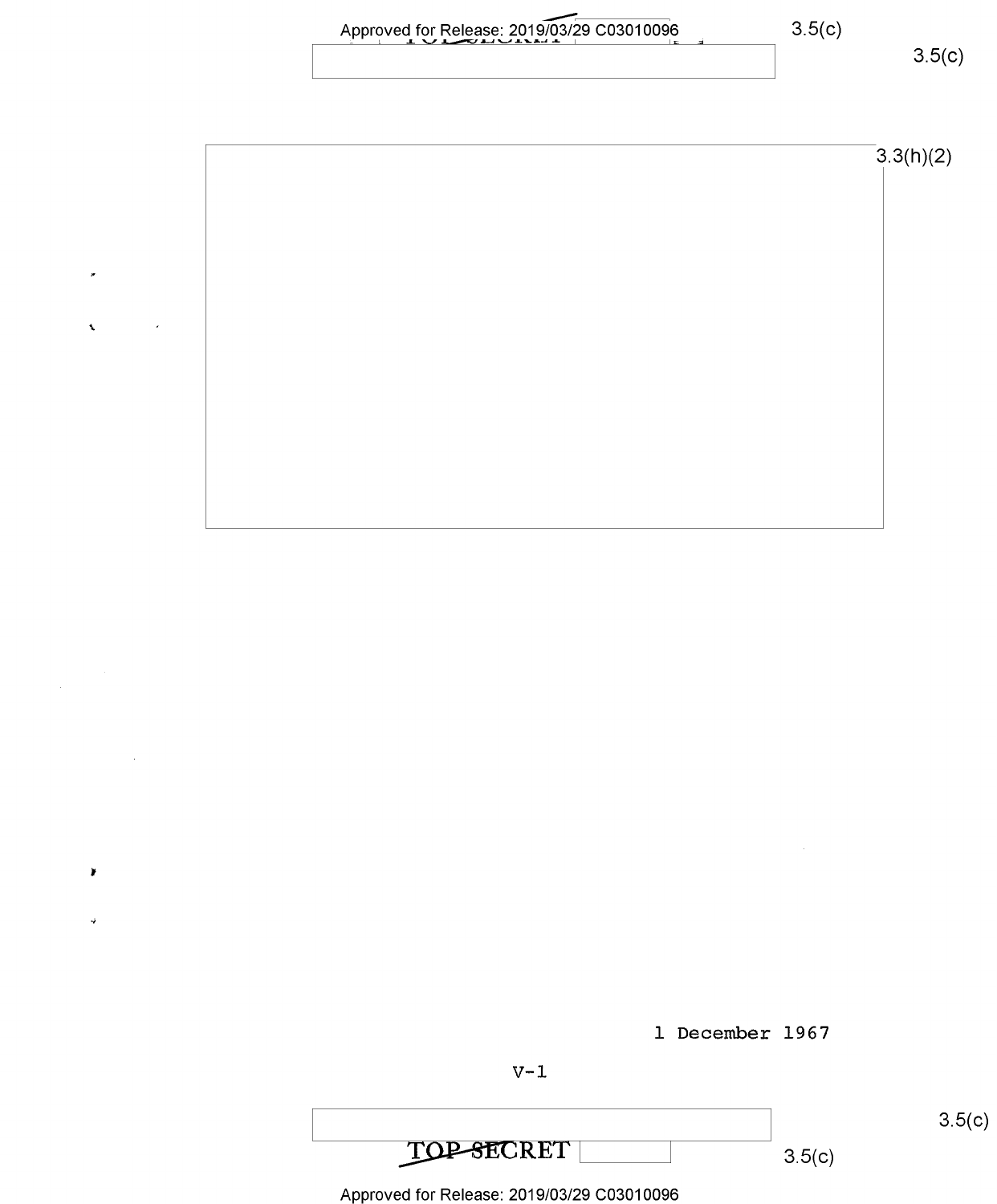3.3(h)(2)

1 December 1967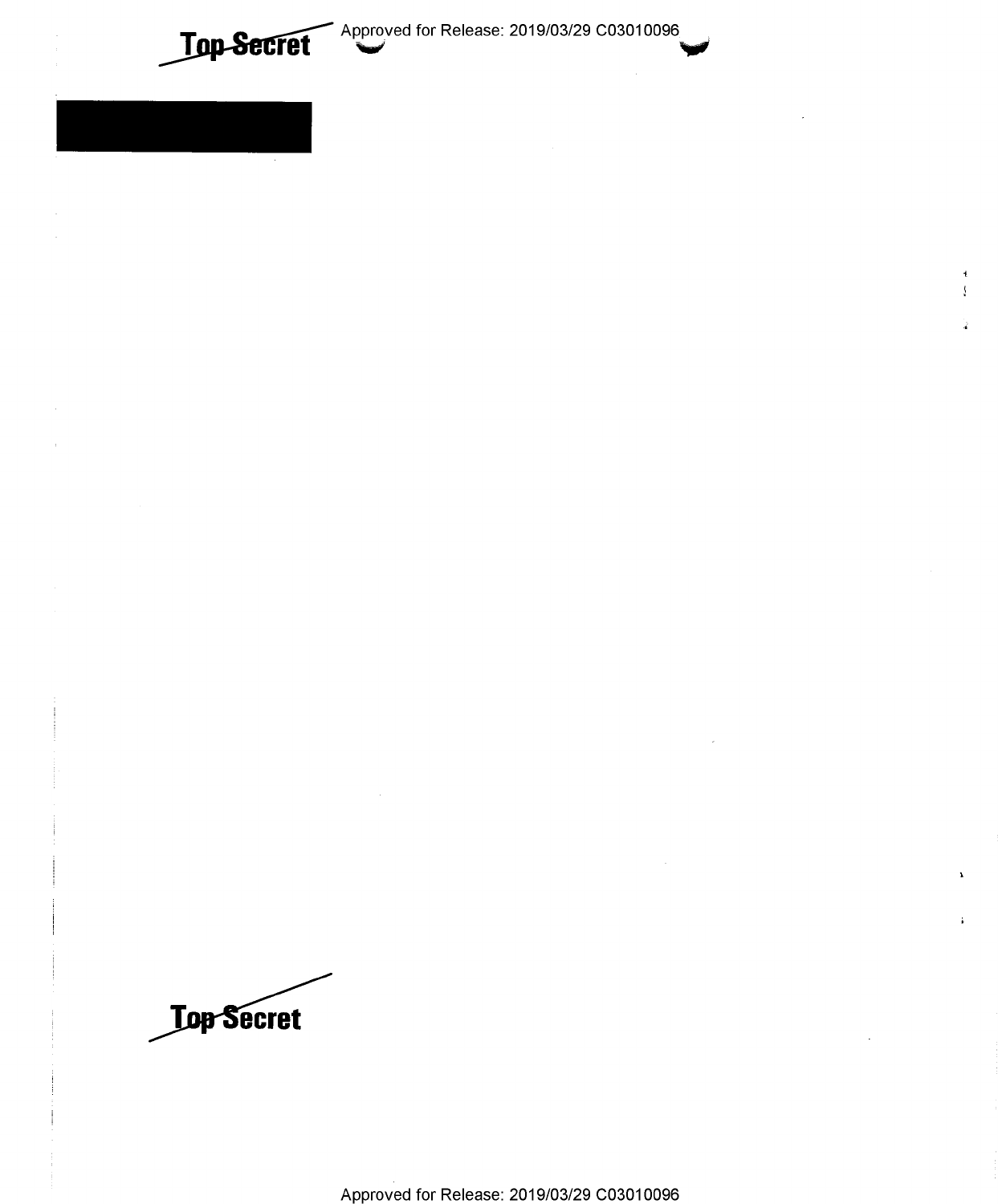Top Secret

Top Secret